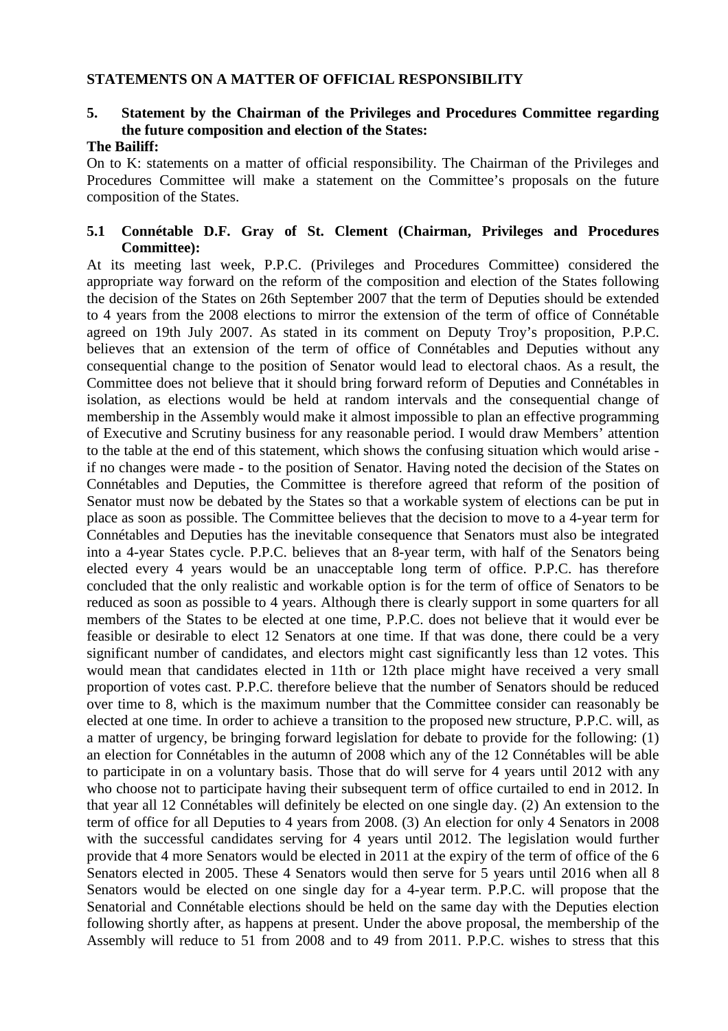**STATEMENTS ON A MATTER OF OFFICIAL RESPONSIBILITY**

**5. Statement by the Chairman of the Privileges and Procedures Committee regarding the future composition and election of the States:**

**The Bailiff:**

On to K: statements on a matter of official responsibility. The Chairman of the Privileges and Procedures Committee will make a statement on the Committee's proposals on the future composition of the States.

**5.1 Connétable D.F. Gray of St. Clement (Chairman, Privileges and Procedures Committee):**

At its meeting last week, P.P.C. (Privileges and Procedures Committee) considered the appropriate way forward on the reform of the composition and election of the States following the decision of the States on 26th September 2007 that the term of Deputies should be extended to 4 years from the 2008 elections to mirror the extension of the term of office of Connétable agreed on 19th July 2007. As stated in its comment on Deputy Troy's proposition, P.P.C. believes that an extension of the term of office of Connétables and Deputies without any consequential change to the position of Senator would lead to electoral chaos. As a result, the Committee does not believe that it should bring forward reform of Deputies and Connétables in isolation, as elections would be held at random intervals and the consequential change of membership in the Assembly would make it almost impossible to plan an effective programming of Executive and Scrutiny business for any reasonable period. I would draw Members' attention to the table at the end of this statement, which shows the confusing situation which would arise - if no changes were made - to the position of Senator. Having noted the decision of the States on Connétables and Deputies, the Committee is therefore agreed that reform of the position of Senator must now be debated by the States so that a workable system of elections can be put in place as soon as possible. The Committee believes that the decision to move to a 4-year term for Connétables and Deputies has the inevitable consequence that Senators must also be integrated into a 4-year States cycle. P.P.C. believes that an 8-year term, with half of the Senators being elected every 4 years would be an unacceptable long term of office. P.P.C. has therefore concluded that the only realistic and workable option is for the term of office of Senators to be reduced as soon as possible to 4 years. Although there is clearly support in some quarters for all members of the States to be elected at one time, P.P.C. does not believe that it would ever be feasible or desirable to elect 12 Senators at one time. If that was done, there could be a very significant number of candidates, and electors might cast significantly less than 12 votes. This would mean that candidates elected in 11th or 12th place might have received a very small proportion of votes cast. P.P.C. therefore believe that the number of Senators should be reduced over time to 8, which is the maximum number that the Committee consider can reasonably be elected at one time. In order to achieve a transition to the proposed new structure, P.P.C. will, as a matter of urgency, be bringing forward legislation for debate to provide for the following: (1) an election for Connétables in the autumn of 2008 which any of the 12 Connétables will be able to participate in on a voluntary basis. Those that do will serve for 4 years until 2012 with any who choose not to participate having their subsequent term of office curtailed to end in 2012. In that year all 12 Connétables will definitely be elected on one single day. (2) An extension to the term of office for all Deputies to 4 years from 2008. (3) An election for only 4 Senators in 2008 with the successful candidates serving for 4 years until 2012. The legislation would further provide that 4 more Senators would be elected in 2011 at the expiry of the term of office of the 6 Senators elected in 2005. These 4 Senators would then serve for 5 years until 2016 when all 8 Senators would be elected on one single day for a 4-year term. P.P.C. will propose that the Senatorial and Connétable elections should be held on the same day with the Deputies election following shortly after, as happens at present. Under the above proposal, the membership of the Assembly will reduce to 51 from 2008 and to 49 from 2011. P.P.C. wishes to stress that this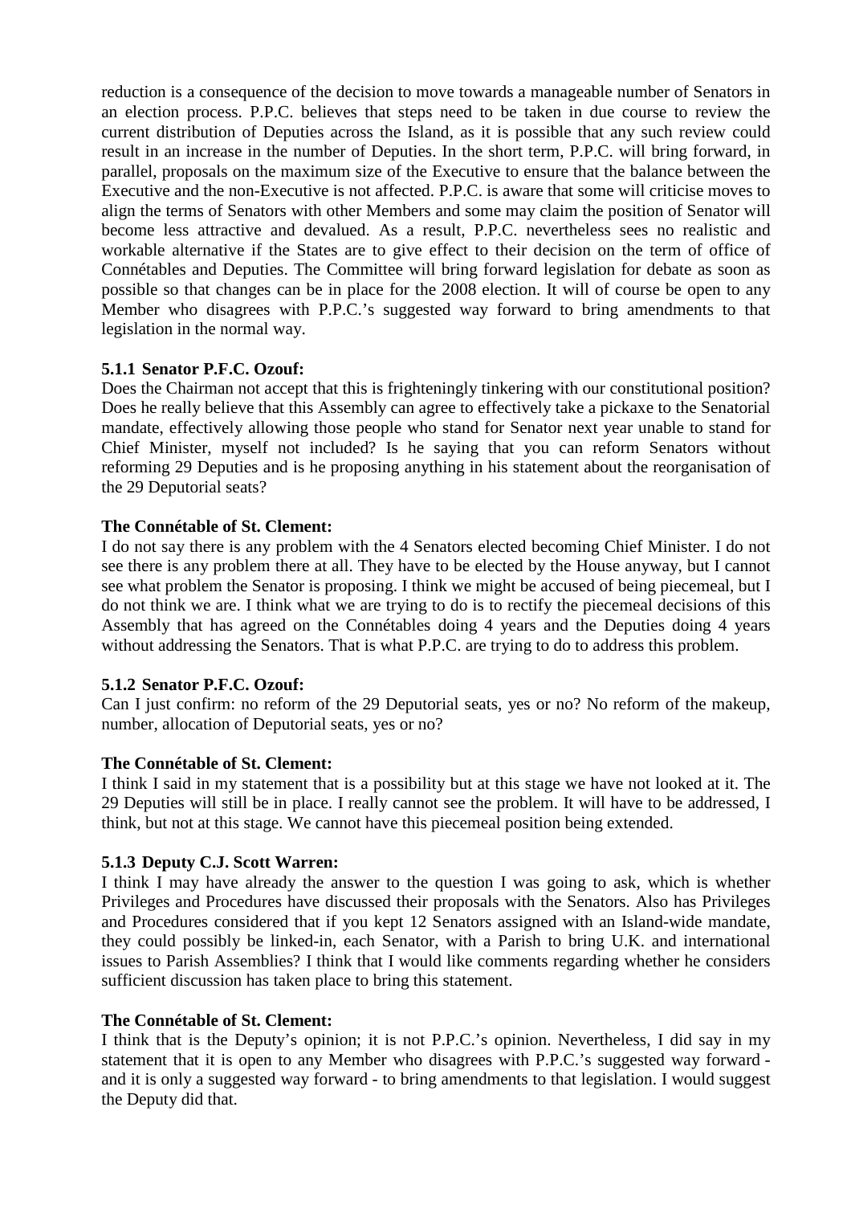reduction is a consequence of the decision to move towards a manageable number of Senators in an election process. P.P.C. believes that steps need to be taken in due course to review the current distribution of Deputies across the Island, as it is possible that any such review could result in an increase in the number of Deputies. In the short term, P.P.C. will bring forward, in parallel, proposals on the maximum size of the Executive to ensure that the balance between the Executive and the non-Executive is not affected. P.P.C. is aware that some will criticise moves to align the terms of Senators with other Members and some may claim the position of Senator will become less attractive and devalued. As a result, P.P.C. nevertheless sees no realistic and workable alternative if the States are to give effect to their decision on the term of office of Connétables and Deputies. The Committee will bring forward legislation for debate as soon as possible so that changes can be in place for the 2008 election. It will of course be open to any Member who disagrees with P.P.C.'s suggested way forward to bring amendments to that legislation in the normal way.

**5.1.1 Senator P.F.C. Ozouf:**

Does the Chairman not accept that this is frighteningly tinkering with our constitutional position? Does he really believe that this Assembly can agree to effectively take a pickaxe to the Senatorial mandate, effectively allowing those people who stand for Senator next year unable to stand for Chief Minister, myself not included? Is he saying that you can reform Senators without reforming 29 Deputies and is he proposing anything in his statement about the reorganisation of the 29 Deputorial seats?

**The Connétable of St. Clement:**

I do not say there is any problem with the 4 Senators elected becoming Chief Minister. I do not see there is any problem there at all. They have to be elected by the House anyway, but I cannot see what problem the Senator is proposing. I think we might be accused of being piecemeal, but I do not think we are. I think what we are trying to do is to rectify the piecemeal decisions of this Assembly that has agreed on the Connétables doing 4 years and the Deputies doing 4 years without addressing the Senators. That is what P.P.C. are trying to do to address this problem.

**5.1.2 Senator P.F.C. Ozouf:**

Can I just confirm: no reform of the 29 Deputorial seats, yes or no? No reform of the makeup, number, allocation of Deputorial seats, yes or no?

**The Connétable of St. Clement:**

I think I said in my statement that is a possibility but at this stage we have not looked at it. The 29 Deputies will still be in place. I really cannot see the problem. It will have to be addressed, I think, but not at this stage. We cannot have this piecemeal position being extended.

**5.1.3 Deputy C.J. Scott Warren:**

I think I may have already the answer to the question I was going to ask, which is whether Privileges and Procedures have discussed their proposals with the Senators. Also has Privileges and Procedures considered that if you kept 12 Senators assigned with an Island-wide mandate, they could possibly be linked-in, each Senator, with a Parish to bring U.K. and international issues to Parish Assemblies? I think that I would like comments regarding whether he considers sufficient discussion has taken place to bring this statement.

**The Connétable of St. Clement:**

I think that is the Deputy's opinion; it is not P.P.C.'s opinion. Nevertheless, I did say in my statement that it is open to any Member who disagrees with P.P.C.'s suggested way forward - and it is only a suggested way forward - to bring amendments to that legislation. I would suggest the Deputy did that.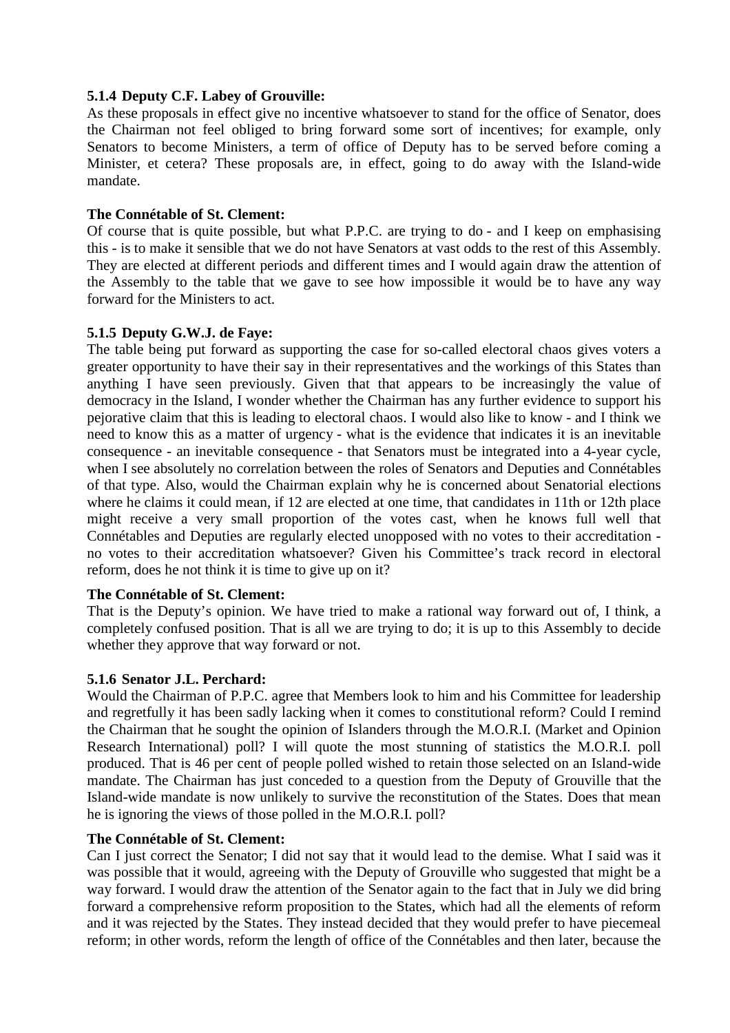### 5.1.4 Deputy C.F. Labey of Grouville:

As these proposals in effect give no incentive whatsoever to stand for the office of Senator, does the Chairman not feel obliged to bring forward some sort of incentives; for example, only Senators to become Ministers, a term of office of Deputy has to be served before coming a Minister, et cetera? These proposals are, in effect, going to do away with the Island-wide mandate.

**The Connétable of St. Clement:**

Of course that is quite possible, but what P.P.C. are trying to do - and I keep on emphasising this - is to make it sensible that we do not have Senators at vast odds to the rest of this Assembly. They are elected at different periods and different times and I would again draw the attention of the Assembly to the table that we gave to see how impossible it would be to have any way forward for the Ministers to act.

### 5.1.5 Deputy G.W.J. de Faye:

The table being put forward as supporting the case for so-called electoral chaos gives voters a greater opportunity to have their say in their representatives and the workings of this States than anything I have seen previously. Given that that appears to be increasingly the value of democracy in the Island, I wonder whether the Chairman has any further evidence to support his pejorative claim that this is leading to electoral chaos. I would also like to know - and I think we need to know this as a matter of urgency - what is the evidence that indicates it is an inevitable consequence - an inevitable consequence - that Senators must be integrated into a 4-year cycle, when I see absolutely no correlation between the roles of Senators and Deputies and Connétables of that type. Also, would the Chairman explain why he is concerned about Senatorial elections where he claims it could mean, if 12 are elected at one time, that candidates in 11th or 12th place might receive a very small proportion of the votes cast, when he knows full well that Connétables and Deputies are regularly elected unopposed with no votes to their accreditation - no votes to their accreditation whatsoever? Given his Committee's track record in electoral reform, does he not think it is time to give up on it?

**The Connétable of St. Clement:**

That is the Deputy's opinion. We have tried to make a rational way forward out of, I think, a completely confused position. That is all we are trying to do; it is up to this Assembly to decide whether they approve that way forward or not.

### 5.1.6 Senator J.L. Perchard:

Would the Chairman of P.P.C. agree that Members look to him and his Committee for leadership and regretfully it has been sadly lacking when it comes to constitutional reform? Could I remind the Chairman that he sought the opinion of Islanders through the M.O.R.I. (Market and Opinion Research International) poll? I will quote the most stunning of statistics the M.O.R.I. poll produced. That is 46 per cent of people polled wished to retain those selected on an Island-wide mandate. The Chairman has just conceded to a question from the Deputy of Grouville that the Island-wide mandate is now unlikely to survive the reconstitution of the States. Does that mean he is ignoring the views of those polled in the M.O.R.I. poll?

**The Connétable of St. Clement:**

Can I just correct the Senator; I did not say that it would lead to the demise. What I said was it was possible that it would, agreeing with the Deputy of Grouville who suggested that might be a way forward. I would draw the attention of the Senator again to the fact that in July we did bring forward a comprehensive reform proposition to the States, which had all the elements of reform and it was rejected by the States. They instead decided that they would prefer to have piecemeal reform; in other words, reform the length of office of the Connétables and then later, because the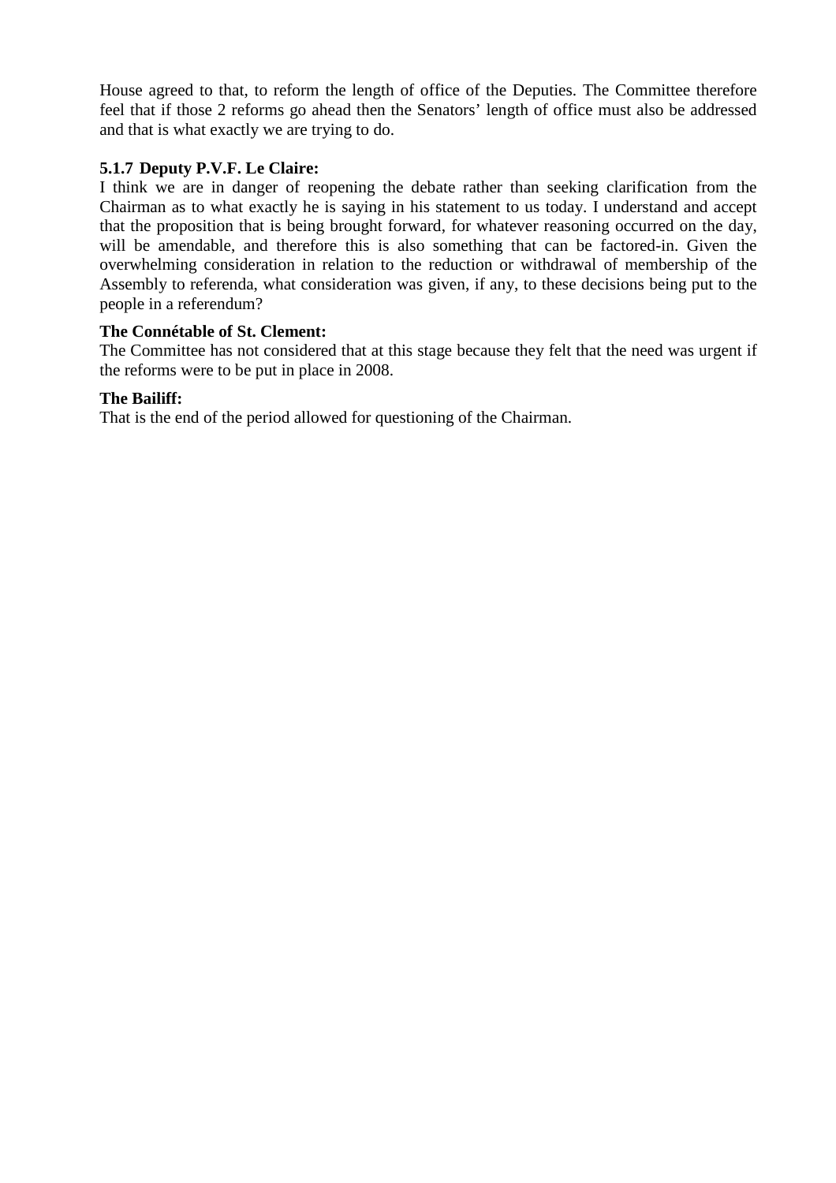House agreed to that, to reform the length of office of the Deputies. The Committee therefore feel that if those 2 reforms go ahead then the Senators' length of office must also be addressed and that is what exactly we are trying to do.

**5.1.7 Deputy P.V.F. Le Claire:**

I think we are in danger of reopening the debate rather than seeking clarification from the Chairman as to what exactly he is saying in his statement to us today. I understand and accept that the proposition that is being brought forward, for whatever reasoning occurred on the day, will be amendable, and therefore this is also something that can be factored-in. Given the overwhelming consideration in relation to the reduction or withdrawal of membership of the Assembly to referenda, what consideration was given, if any, to these decisions being put to the people in a referendum?

**The Connétable of St. Clement:**

The Committee has not considered that at this stage because they felt that the need was urgent if the reforms were to be put in place in 2008.

**The Bailiff:**

That is the end of the period allowed for questioning of the Chairman.